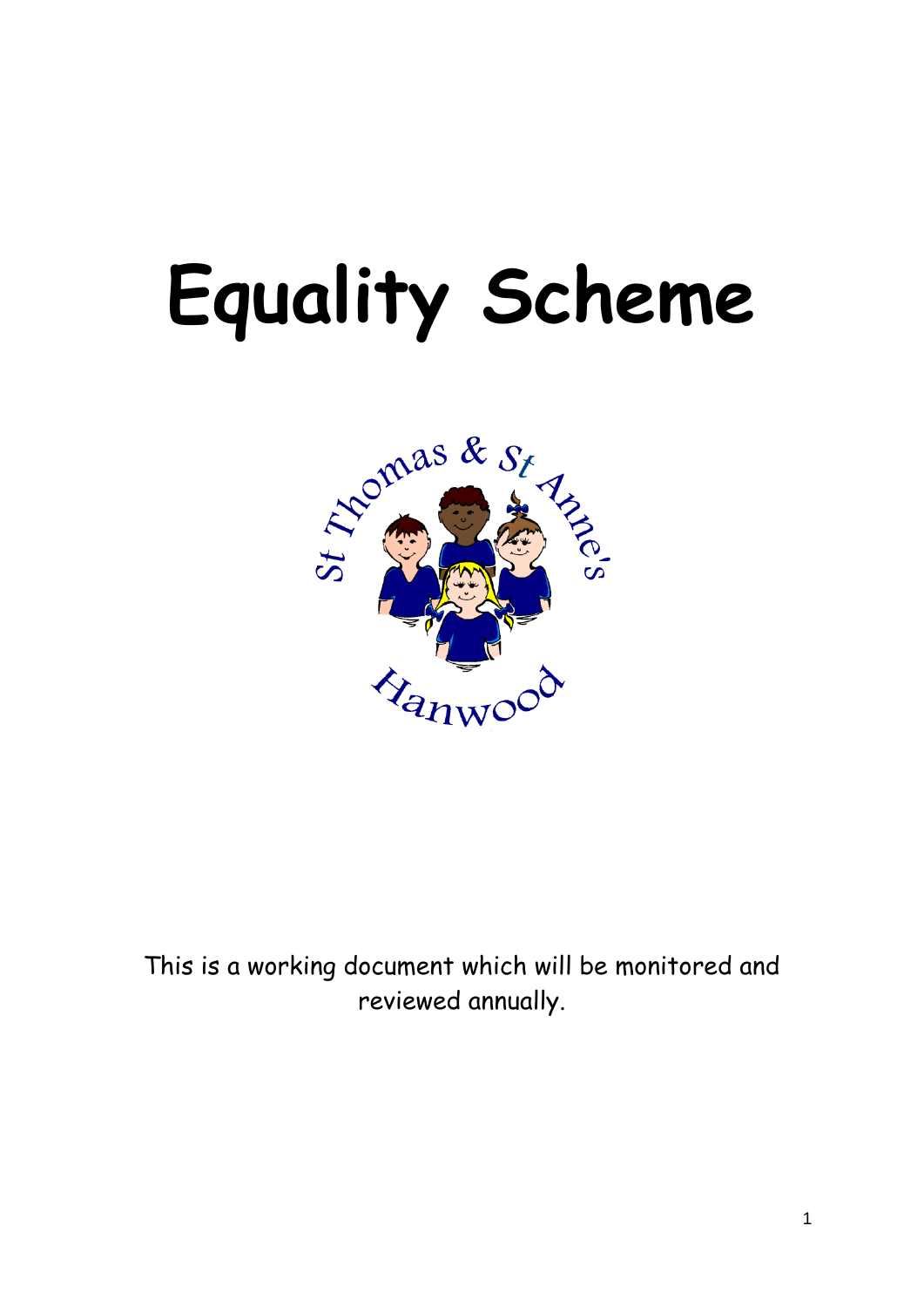# Equality Scheme

St Thomas & St Anne's

Hanwood

This is a working document which will be monitored and reviewed annually.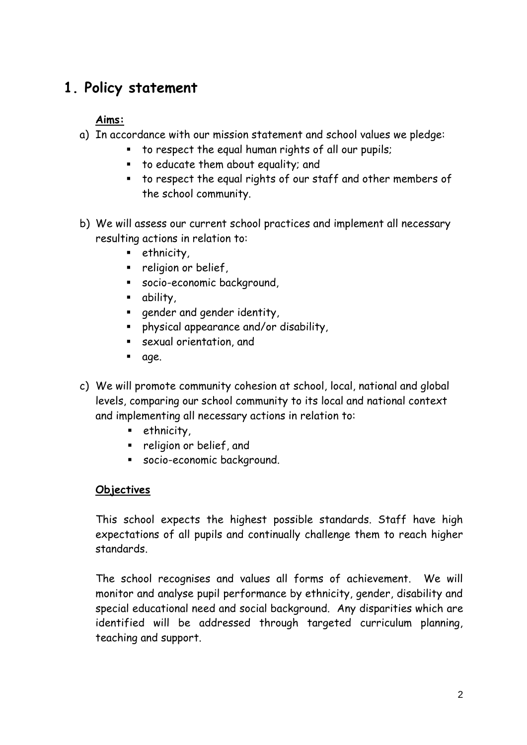# 1. Policy statement

**Aims:**

a) In accordance with our mission statement and school values we pledge:
   - to respect the equal human rights of all our pupils;
   - to educate them about equality; and
   - to respect the equal rights of our staff and other members of the school community.

b) We will assess our current school practices and implement all necessary resulting actions in relation to:
   - ethnicity,
   - religion or belief,
   - socio-economic background,
   - ability,
   - gender and gender identity,
   - physical appearance and/or disability,
   - sexual orientation, and
   - age.

c) We will promote community cohesion at school, local, national and global levels, comparing our school community to its local and national context and implementing all necessary actions in relation to:
   - ethnicity,
   - religion or belief, and
   - socio-economic background.

**Objectives**

This school expects the highest possible standards. Staff have high expectations of all pupils and continually challenge them to reach higher standards.

The school recognises and values all forms of achievement. We will monitor and analyse pupil performance by ethnicity, gender, disability and special educational need and social background. Any disparities which are identified will be addressed through targeted curriculum planning, teaching and support.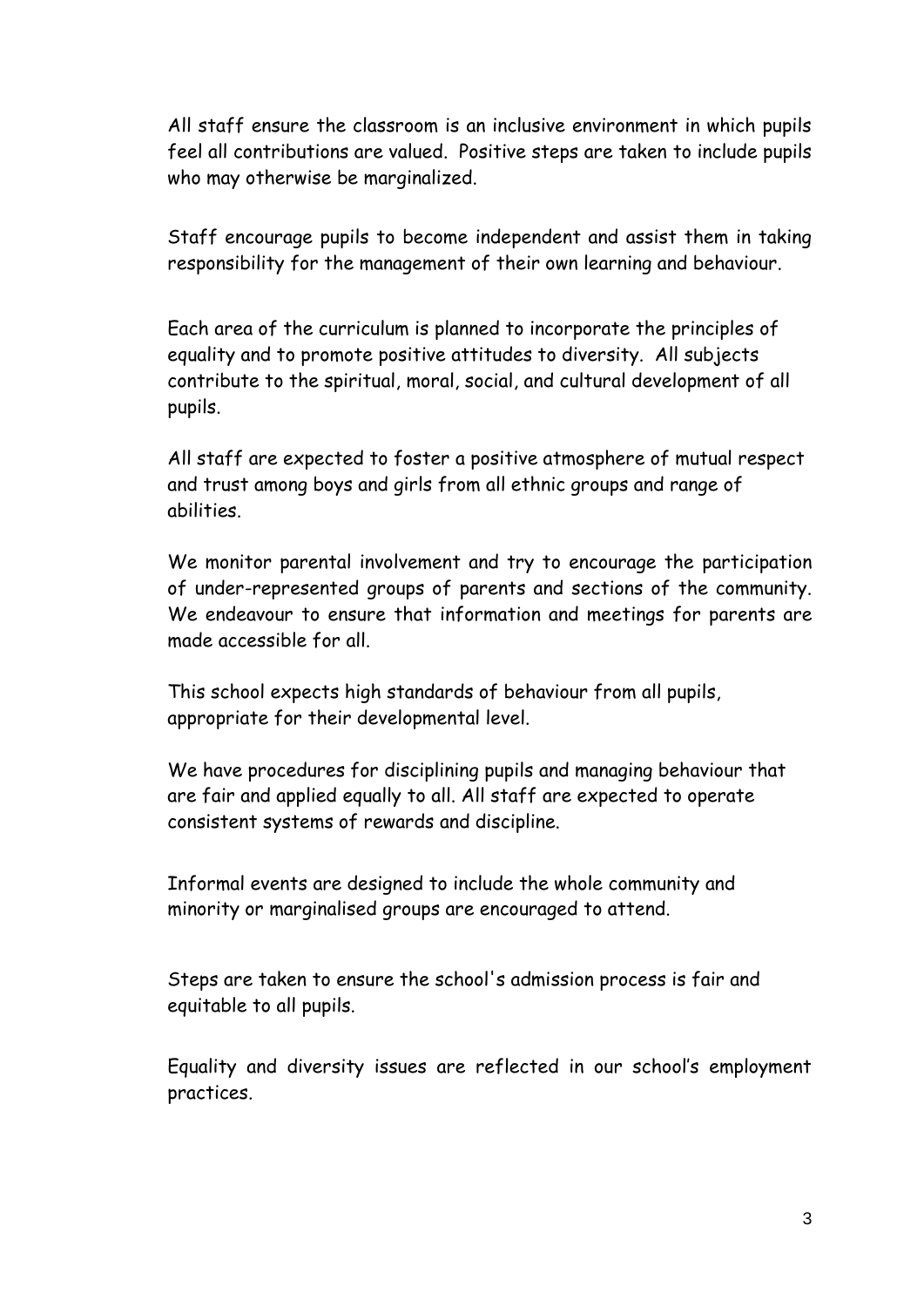All staff ensure the classroom is an inclusive environment in which pupils feel all contributions are valued. Positive steps are taken to include pupils who may otherwise be marginalized.

Staff encourage pupils to become independent and assist them in taking responsibility for the management of their own learning and behaviour.

Each area of the curriculum is planned to incorporate the principles of equality and to promote positive attitudes to diversity. All subjects contribute to the spiritual, moral, social, and cultural development of all pupils.

All staff are expected to foster a positive atmosphere of mutual respect and trust among boys and girls from all ethnic groups and range of abilities.

We monitor parental involvement and try to encourage the participation of under-represented groups of parents and sections of the community. We endeavour to ensure that information and meetings for parents are made accessible for all.

This school expects high standards of behaviour from all pupils, appropriate for their developmental level.

We have procedures for disciplining pupils and managing behaviour that are fair and applied equally to all. All staff are expected to operate consistent systems of rewards and discipline.

Informal events are designed to include the whole community and minority or marginalised groups are encouraged to attend.

Steps are taken to ensure the school's admission process is fair and equitable to all pupils.

Equality and diversity issues are reflected in our school's employment practices.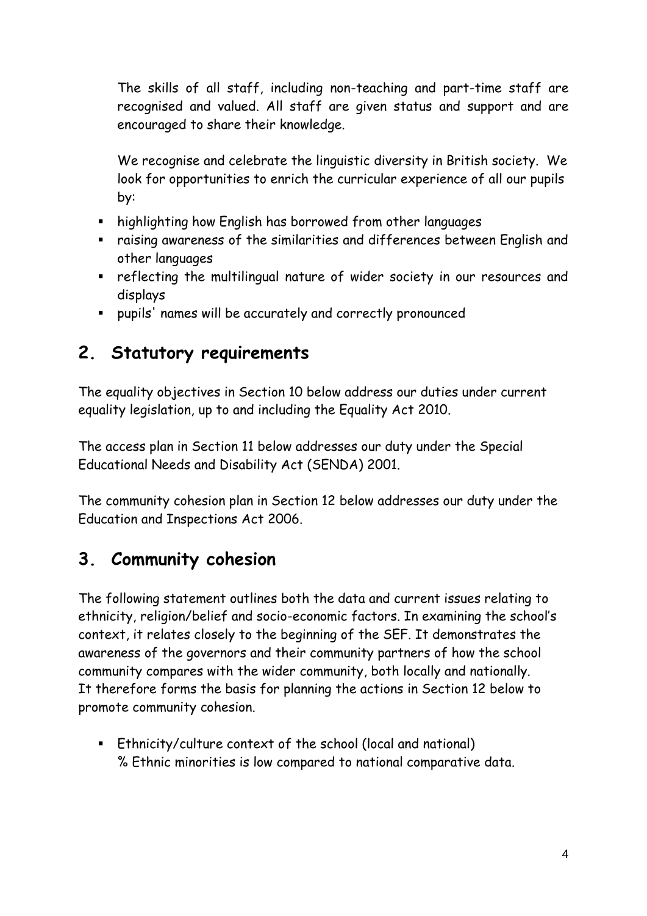The skills of all staff, including non-teaching and part-time staff are recognised and valued. All staff are given status and support and are encouraged to share their knowledge.

We recognise and celebrate the linguistic diversity in British society. We look for opportunities to enrich the curricular experience of all our pupils by:

- highlighting how English has borrowed from other languages
- raising awareness of the similarities and differences between English and other languages
- reflecting the multilingual nature of wider society in our resources and displays
- pupils' names will be accurately and correctly pronounced

## 2. Statutory requirements

The equality objectives in Section 10 below address our duties under current equality legislation, up to and including the Equality Act 2010.

The access plan in Section 11 below addresses our duty under the Special Educational Needs and Disability Act (SENDA) 2001.

The community cohesion plan in Section 12 below addresses our duty under the Education and Inspections Act 2006.

## 3. Community cohesion

The following statement outlines both the data and current issues relating to ethnicity, religion/belief and socio-economic factors. In examining the school's context, it relates closely to the beginning of the SEF. It demonstrates the awareness of the governors and their community partners of how the school community compares with the wider community, both locally and nationally. It therefore forms the basis for planning the actions in Section 12 below to promote community cohesion.

- Ethnicity/culture context of the school (local and national)
  % Ethnic minorities is low compared to national comparative data.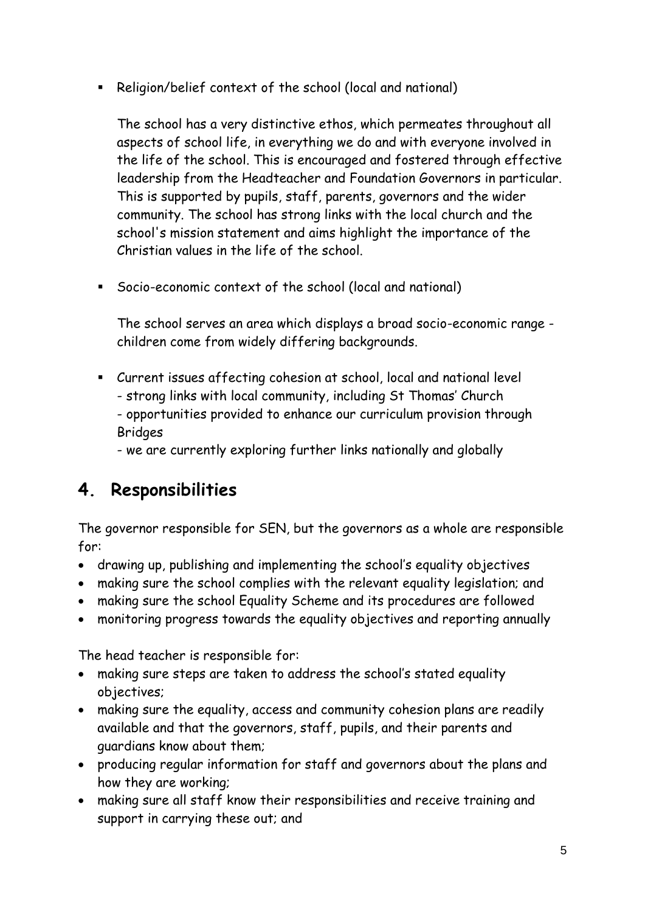- Religion/belief context of the school (local and national)

  The school has a very distinctive ethos, which permeates throughout all aspects of school life, in everything we do and with everyone involved in the life of the school. This is encouraged and fostered through effective leadership from the Headteacher and Foundation Governors in particular. This is supported by pupils, staff, parents, governors and the wider community. The school has strong links with the local church and the school's mission statement and aims highlight the importance of the Christian values in the life of the school.

- Socio-economic context of the school (local and national)

  The school serves an area which displays a broad socio-economic range - children come from widely differing backgrounds.

- Current issues affecting cohesion at school, local and national level
  - strong links with local community, including St Thomas' Church
  - opportunities provided to enhance our curriculum provision through Bridges
  - we are currently exploring further links nationally and globally

## 4. Responsibilities

The governor responsible for SEN, but the governors as a whole are responsible for:

- drawing up, publishing and implementing the school's equality objectives
- making sure the school complies with the relevant equality legislation; and
- making sure the school Equality Scheme and its procedures are followed
- monitoring progress towards the equality objectives and reporting annually

The head teacher is responsible for:

- making sure steps are taken to address the school's stated equality objectives;
- making sure the equality, access and community cohesion plans are readily available and that the governors, staff, pupils, and their parents and guardians know about them;
- producing regular information for staff and governors about the plans and how they are working;
- making sure all staff know their responsibilities and receive training and support in carrying these out; and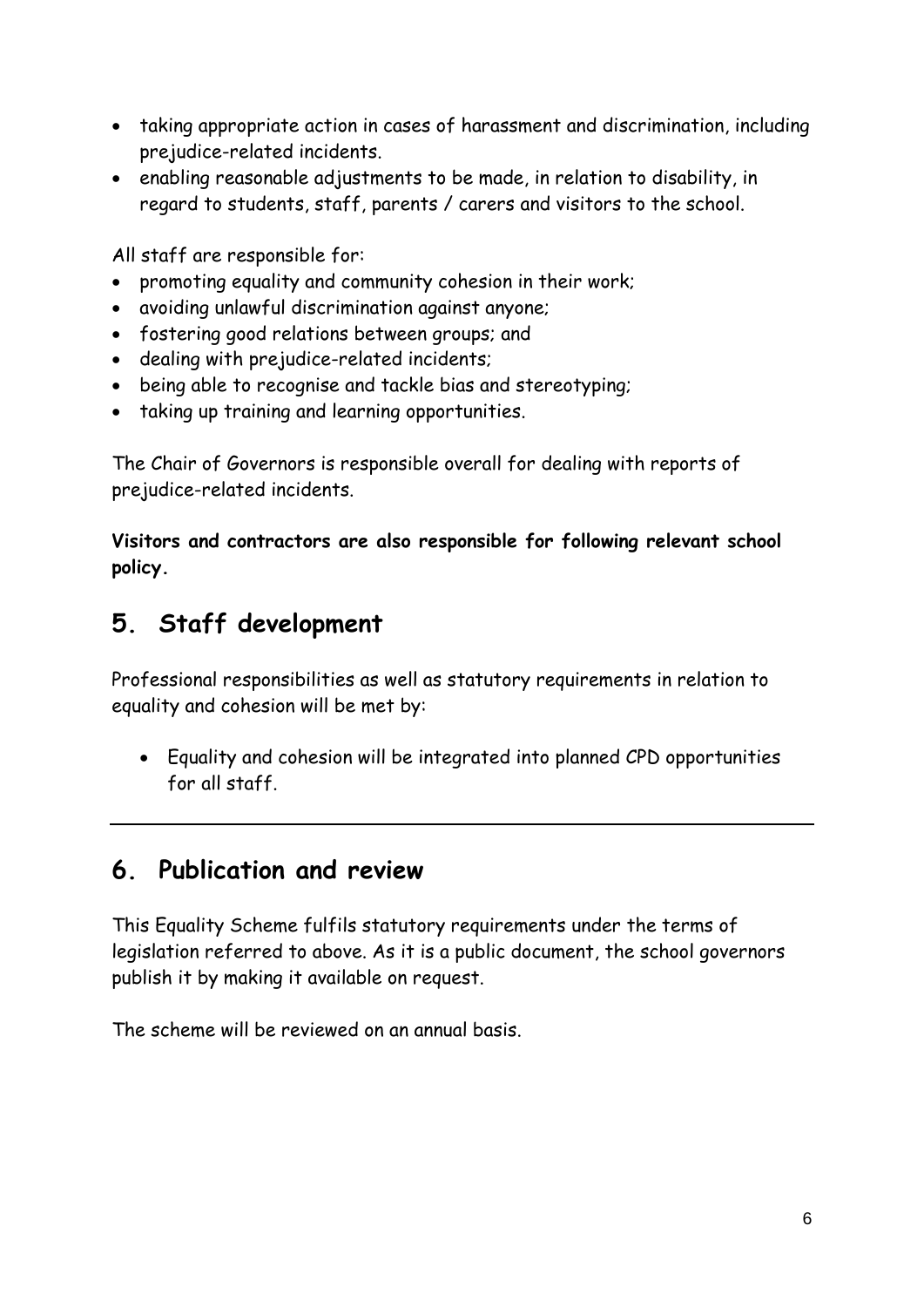- taking appropriate action in cases of harassment and discrimination, including prejudice-related incidents.
- enabling reasonable adjustments to be made, in relation to disability, in regard to students, staff, parents / carers and visitors to the school.

All staff are responsible for:

- promoting equality and community cohesion in their work;
- avoiding unlawful discrimination against anyone;
- fostering good relations between groups; and
- dealing with prejudice-related incidents;
- being able to recognise and tackle bias and stereotyping;
- taking up training and learning opportunities.

The Chair of Governors is responsible overall for dealing with reports of prejudice-related incidents.

**Visitors and contractors are also responsible for following relevant school policy.**

## 5. Staff development

Professional responsibilities as well as statutory requirements in relation to equality and cohesion will be met by:

- Equality and cohesion will be integrated into planned CPD opportunities for all staff.

---

## 6. Publication and review

This Equality Scheme fulfils statutory requirements under the terms of legislation referred to above. As it is a public document, the school governors publish it by making it available on request.

The scheme will be reviewed on an annual basis.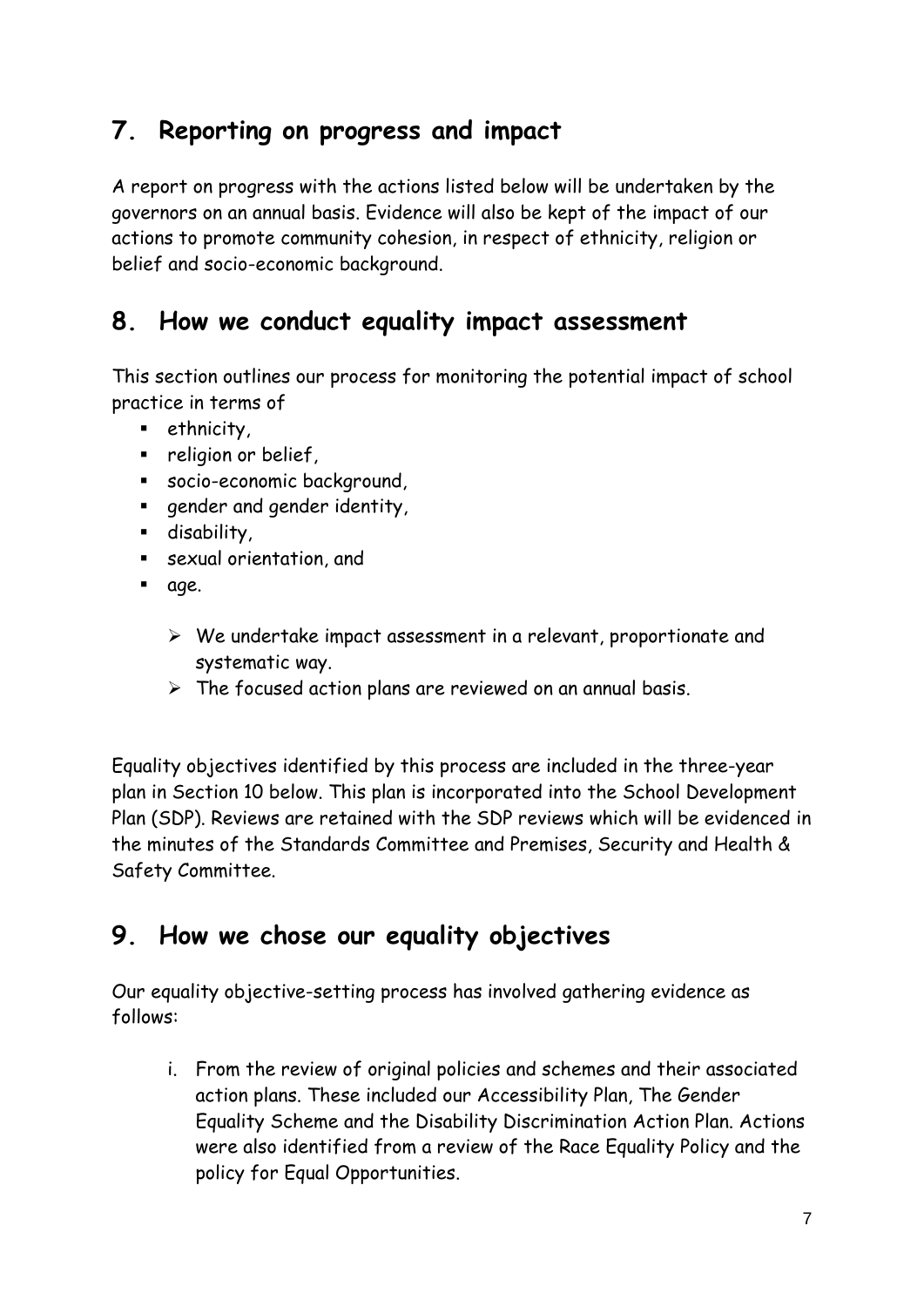## 7. Reporting on progress and impact

A report on progress with the actions listed below will be undertaken by the governors on an annual basis. Evidence will also be kept of the impact of our actions to promote community cohesion, in respect of ethnicity, religion or belief and socio-economic background.

## 8. How we conduct equality impact assessment

This section outlines our process for monitoring the potential impact of school practice in terms of

- ethnicity,
- religion or belief,
- socio-economic background,
- gender and gender identity,
- disability,
- sexual orientation, and
- age.

  - We undertake impact assessment in a relevant, proportionate and systematic way.
  - The focused action plans are reviewed on an annual basis.

Equality objectives identified by this process are included in the three-year plan in Section 10 below. This plan is incorporated into the School Development Plan (SDP). Reviews are retained with the SDP reviews which will be evidenced in the minutes of the Standards Committee and Premises, Security and Health & Safety Committee.

## 9. How we chose our equality objectives

Our equality objective-setting process has involved gathering evidence as follows:

i. From the review of original policies and schemes and their associated action plans. These included our Accessibility Plan, The Gender Equality Scheme and the Disability Discrimination Action Plan. Actions were also identified from a review of the Race Equality Policy and the policy for Equal Opportunities.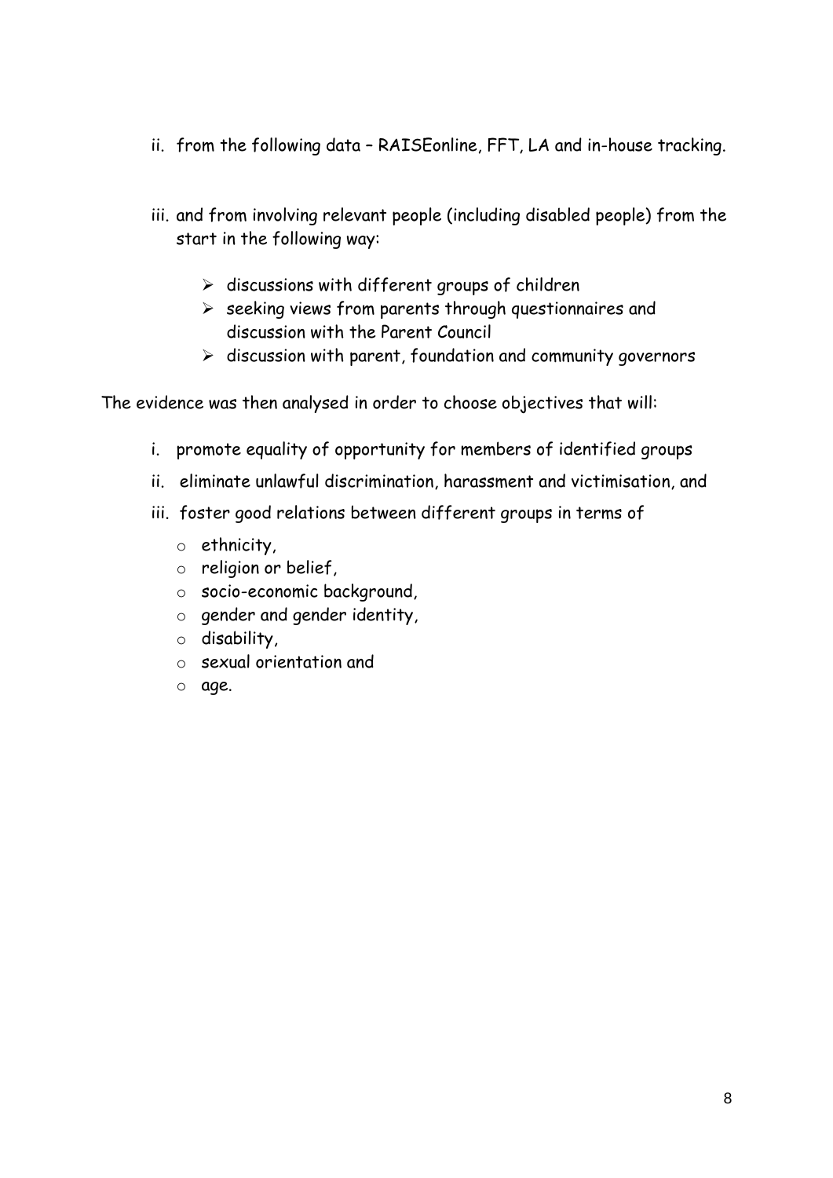ii. from the following data – RAISEonline, FFT, LA and in-house tracking.

iii. and from involving relevant people (including disabled people) from the start in the following way:

   - discussions with different groups of children
   - seeking views from parents through questionnaires and discussion with the Parent Council
   - discussion with parent, foundation and community governors

The evidence was then analysed in order to choose objectives that will:

i. promote equality of opportunity for members of identified groups

ii. eliminate unlawful discrimination, harassment and victimisation, and

iii. foster good relations between different groups in terms of

   - ethnicity,
   - religion or belief,
   - socio-economic background,
   - gender and gender identity,
   - disability,
   - sexual orientation and
   - age.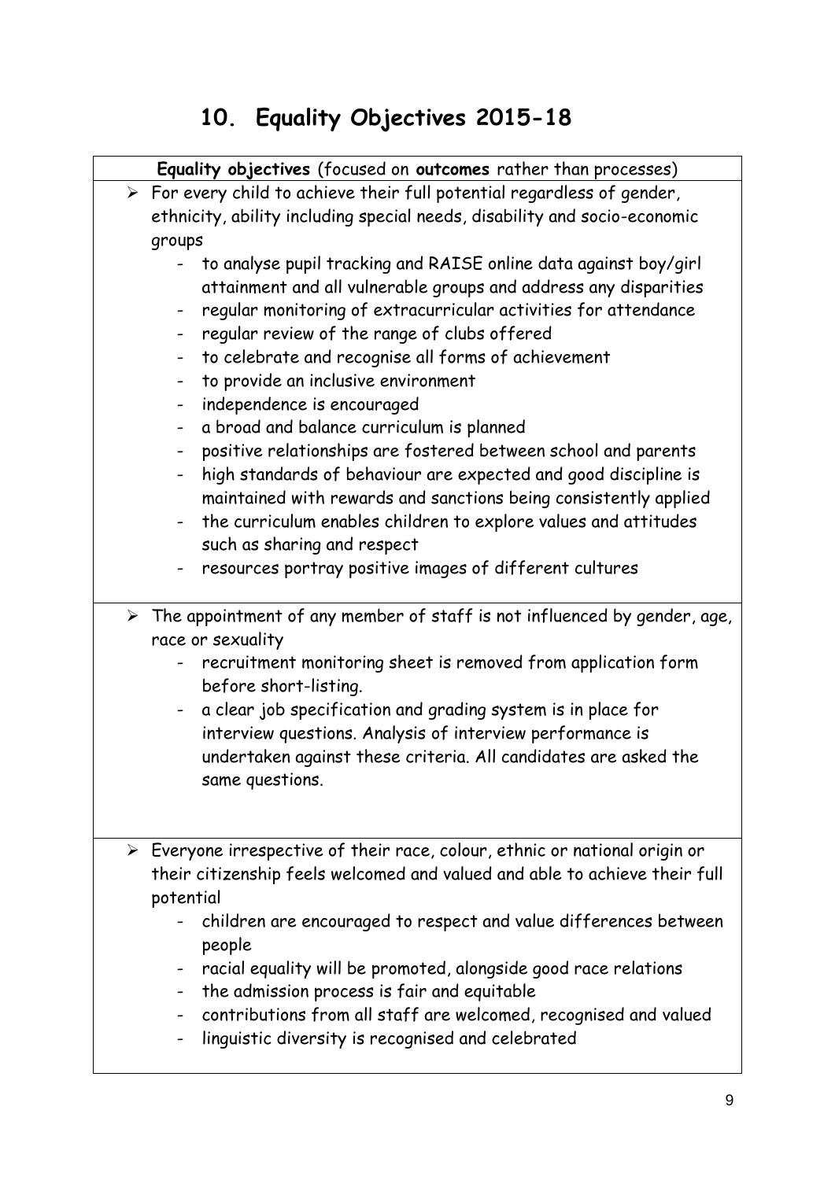## 10. Equality Objectives 2015-18

**Equality objectives** (focused on **outcomes** rather than processes)

- For every child to achieve their full potential regardless of gender, ethnicity, ability including special needs, disability and socio-economic groups
  - to analyse pupil tracking and RAISE online data against boy/girl attainment and all vulnerable groups and address any disparities
  - regular monitoring of extracurricular activities for attendance
  - regular review of the range of clubs offered
  - to celebrate and recognise all forms of achievement
  - to provide an inclusive environment
  - independence is encouraged
  - a broad and balance curriculum is planned
  - positive relationships are fostered between school and parents
  - high standards of behaviour are expected and good discipline is maintained with rewards and sanctions being consistently applied
  - the curriculum enables children to explore values and attitudes such as sharing and respect
  - resources portray positive images of different cultures

- The appointment of any member of staff is not influenced by gender, age, race or sexuality
  - recruitment monitoring sheet is removed from application form before short-listing.
  - a clear job specification and grading system is in place for interview questions. Analysis of interview performance is undertaken against these criteria. All candidates are asked the same questions.

- Everyone irrespective of their race, colour, ethnic or national origin or their citizenship feels welcomed and valued and able to achieve their full potential
  - children are encouraged to respect and value differences between people
  - racial equality will be promoted, alongside good race relations
  - the admission process is fair and equitable
  - contributions from all staff are welcomed, recognised and valued
  - linguistic diversity is recognised and celebrated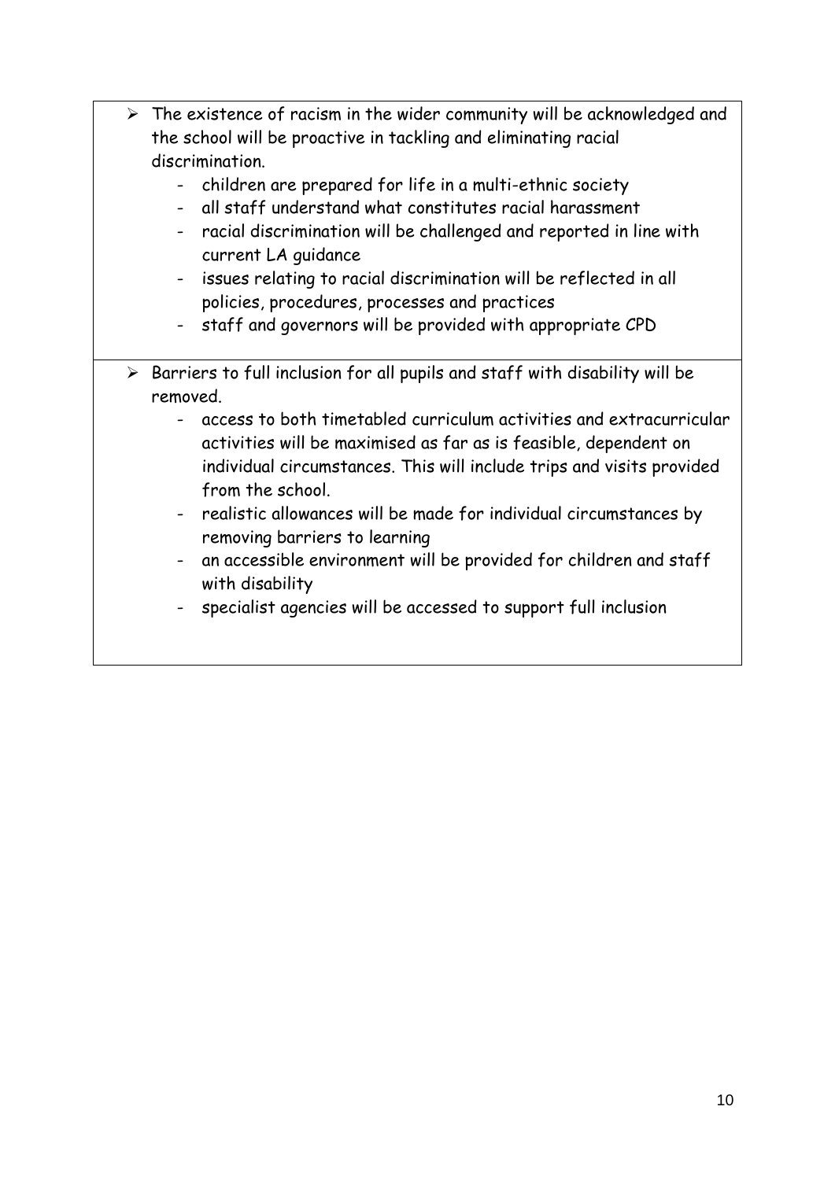- The existence of racism in the wider community will be acknowledged and the school will be proactive in tackling and eliminating racial discrimination.
  - children are prepared for life in a multi-ethnic society
  - all staff understand what constitutes racial harassment
  - racial discrimination will be challenged and reported in line with current LA guidance
  - issues relating to racial discrimination will be reflected in all policies, procedures, processes and practices
  - staff and governors will be provided with appropriate CPD

- Barriers to full inclusion for all pupils and staff with disability will be removed.
  - access to both timetabled curriculum activities and extracurricular activities will be maximised as far as is feasible, dependent on individual circumstances. This will include trips and visits provided from the school.
  - realistic allowances will be made for individual circumstances by removing barriers to learning
  - an accessible environment will be provided for children and staff with disability
  - specialist agencies will be accessed to support full inclusion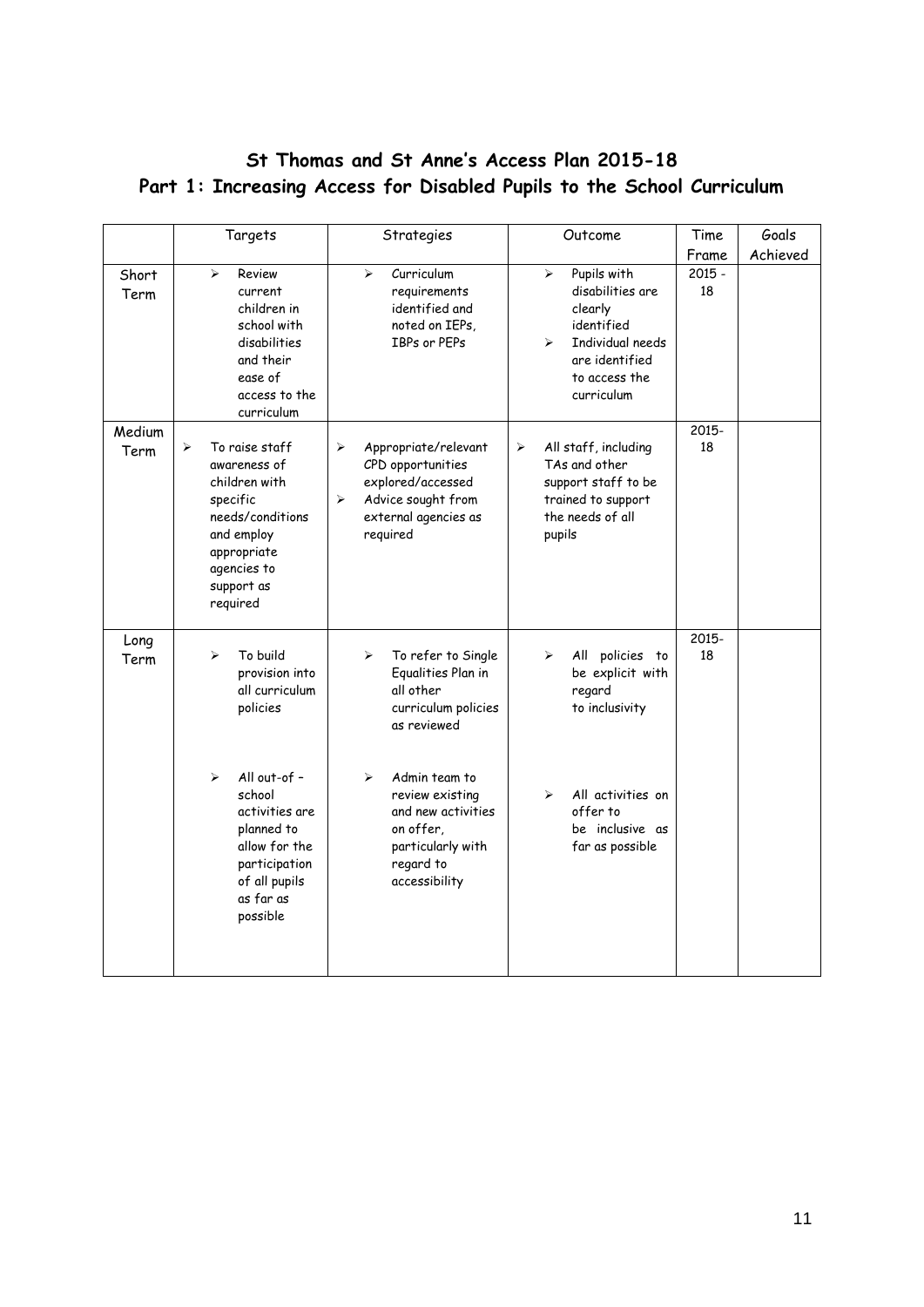## St Thomas and St Anne's Access Plan 2015-18

## Part 1: Increasing Access for Disabled Pupils to the School Curriculum

| | Targets | Strategies | Outcome | Time Frame | Goals Achieved |
|---|---|---|---|---|---|
| Short Term | ➢ Review current children in school with disabilities and their ease of access to the curriculum | ➢ Curriculum requirements identified and noted on IEPs, IBPs or PEPs | ➢ Pupils with disabilities are clearly identified<br>➢ Individual needs are identified to access the curriculum | 2015 - 18 | |
| Medium Term | ➢ To raise staff awareness of children with specific needs/conditions and employ appropriate agencies to support as required | ➢ Appropriate/relevant CPD opportunities explored/accessed<br>➢ Advice sought from external agencies as required | ➢ All staff, including TAs and other support staff to be trained to support the needs of all pupils | 2015-18 | |
| Long Term | ➢ To build provision into all curriculum policies<br><br>➢ All out-of - school activities are planned to allow for the participation of all pupils as far as possible | ➢ To refer to Single Equalities Plan in all other curriculum policies as reviewed<br><br>➢ Admin team to review existing and new activities on offer, particularly with regard to accessibility | ➢ All policies to be explicit with regard to inclusivity<br><br>➢ All activities on offer to be inclusive as far as possible | 2015-18 | |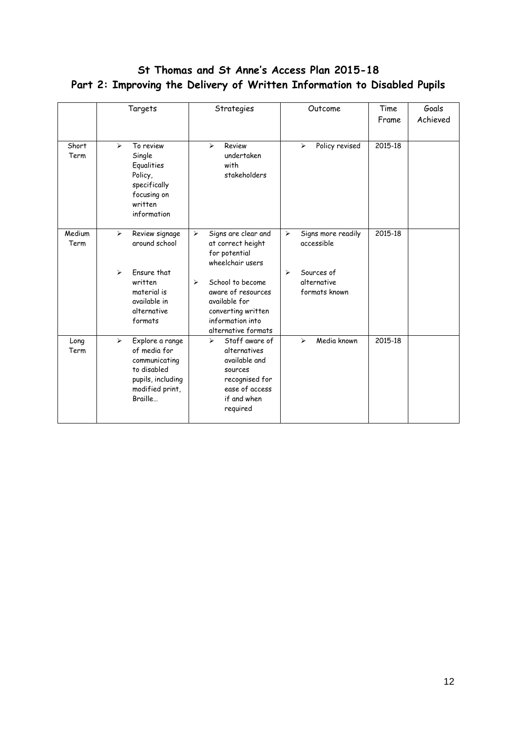# St Thomas and St Anne's Access Plan 2015-18

## Part 2: Improving the Delivery of Written Information to Disabled Pupils

| | Targets | Strategies | Outcome | Time Frame | Goals Achieved |
|---|---|---|---|---|---|
| Short Term | ➢ To review Single Equalities Policy, specifically focusing on written information | ➢ Review undertaken with stakeholders | ➢ Policy revised | 2015-18 | |
| Medium Term | ➢ Review signage around school<br>➢ Ensure that written material is available in alternative formats | ➢ Signs are clear and at correct height for potential wheelchair users<br>➢ School to become aware of resources available for converting written information into alternative formats | ➢ Signs more readily accessible<br>➢ Sources of alternative formats known | 2015-18 | |
| Long Term | ➢ Explore a range of media for communicating to disabled pupils, including modified print, Braille… | ➢ Staff aware of alternatives available and sources recognised for ease of access if and when required | ➢ Media known | 2015-18 | |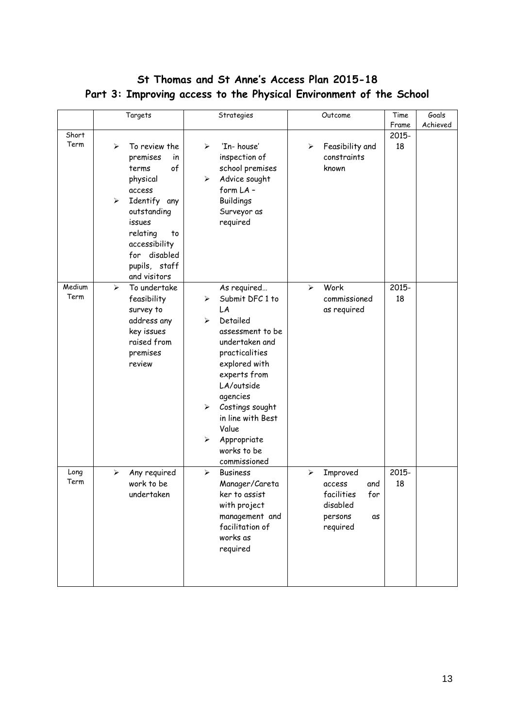# St Thomas and St Anne's Access Plan 2015-18

## Part 3: Improving access to the Physical Environment of the School

| | Targets | Strategies | Outcome | Time Frame | Goals Achieved |
|---|---|---|---|---|---|
| Short Term | ➢ To review the premises in terms of physical access<br>➢ Identify any outstanding issues relating to accessibility for disabled pupils, staff and visitors | ➢ 'In- house' inspection of school premises<br>➢ Advice sought form LA – Buildings Surveyor as required | ➢ Feasibility and constraints known | 2015-18 | |
| Medium Term | ➢ To undertake feasibility survey to address any key issues raised from premises review | As required…<br>➢ Submit DFC 1 to LA<br>➢ Detailed assessment to be undertaken and practicalities explored with experts from LA/outside agencies<br>➢ Costings sought in line with Best Value<br>➢ Appropriate works to be commissioned | ➢ Work commissioned as required | 2015-18 | |
| Long Term | ➢ Any required work to be undertaken | ➢ Business Manager/Caretaker to assist with project management and facilitation of works as required | ➢ Improved access and facilities for disabled persons as required | 2015-18 | |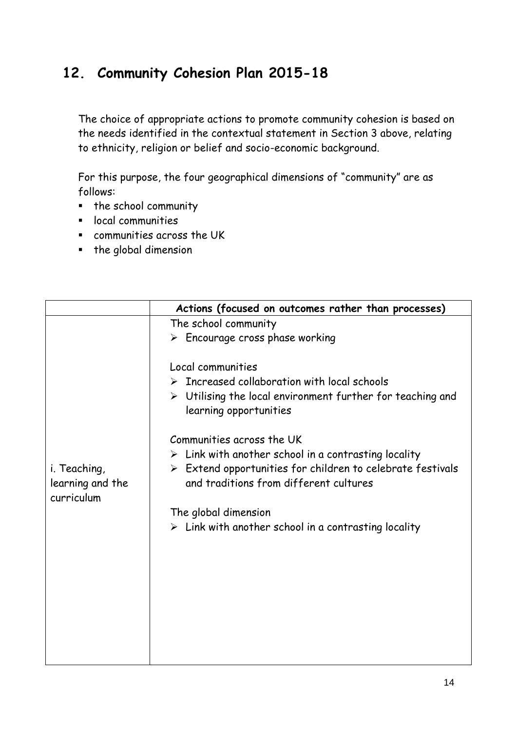## 12. Community Cohesion Plan 2015-18

The choice of appropriate actions to promote community cohesion is based on the needs identified in the contextual statement in Section 3 above, relating to ethnicity, religion or belief and socio-economic background.

For this purpose, the four geographical dimensions of "community" are as follows:

- the school community
- local communities
- communities across the UK
- the global dimension

| | Actions (focused on outcomes rather than processes) |
|---|---|
| i. Teaching, learning and the curriculum | The school community<br>➢ Encourage cross phase working<br><br>Local communities<br>➢ Increased collaboration with local schools<br>➢ Utilising the local environment further for teaching and learning opportunities<br><br>Communities across the UK<br>➢ Link with another school in a contrasting locality<br>➢ Extend opportunities for children to celebrate festivals and traditions from different cultures<br><br>The global dimension<br>➢ Link with another school in a contrasting locality |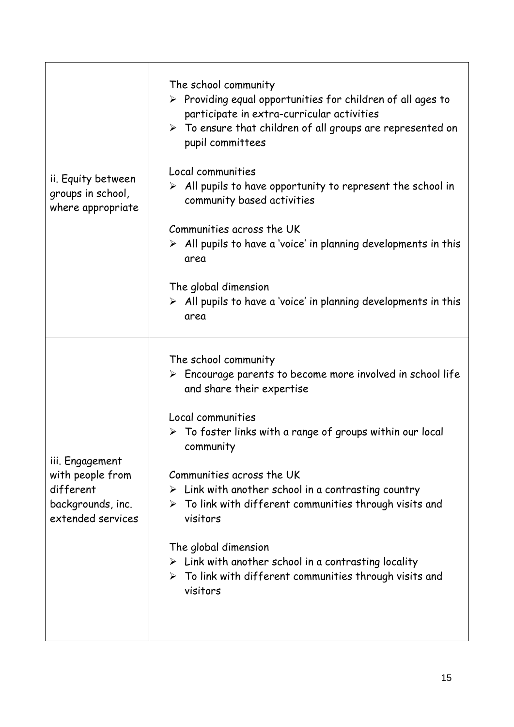| | |
|---|---|
| ii. Equity between groups in school, where appropriate | The school community<br>➢ Providing equal opportunities for children of all ages to participate in extra-curricular activities<br>➢ To ensure that children of all groups are represented on pupil committees<br><br>Local communities<br>➢ All pupils to have opportunity to represent the school in community based activities<br><br>Communities across the UK<br>➢ All pupils to have a 'voice' in planning developments in this area<br><br>The global dimension<br>➢ All pupils to have a 'voice' in planning developments in this area |
| iii. Engagement with people from different backgrounds, inc. extended services | The school community<br>➢ Encourage parents to become more involved in school life and share their expertise<br><br>Local communities<br>➢ To foster links with a range of groups within our local community<br><br>Communities across the UK<br>➢ Link with another school in a contrasting country<br>➢ To link with different communities through visits and visitors<br><br>The global dimension<br>➢ Link with another school in a contrasting locality<br>➢ To link with different communities through visits and visitors |